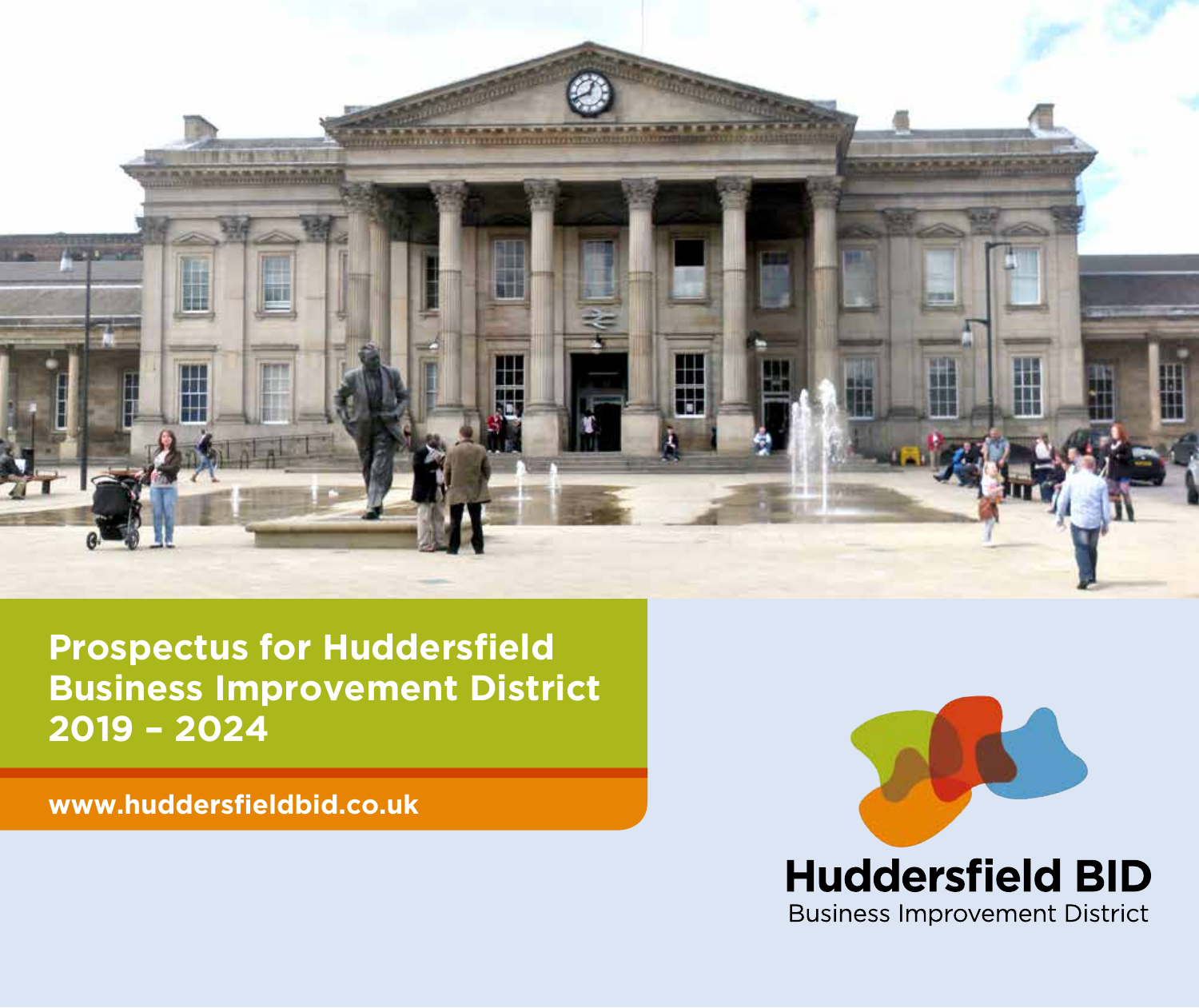# Prospectus for Huddersfield Business Improvement District 2019 – 2024

www.huddersfieldbid.co.uk

Huddersfield BID
Business Improvement District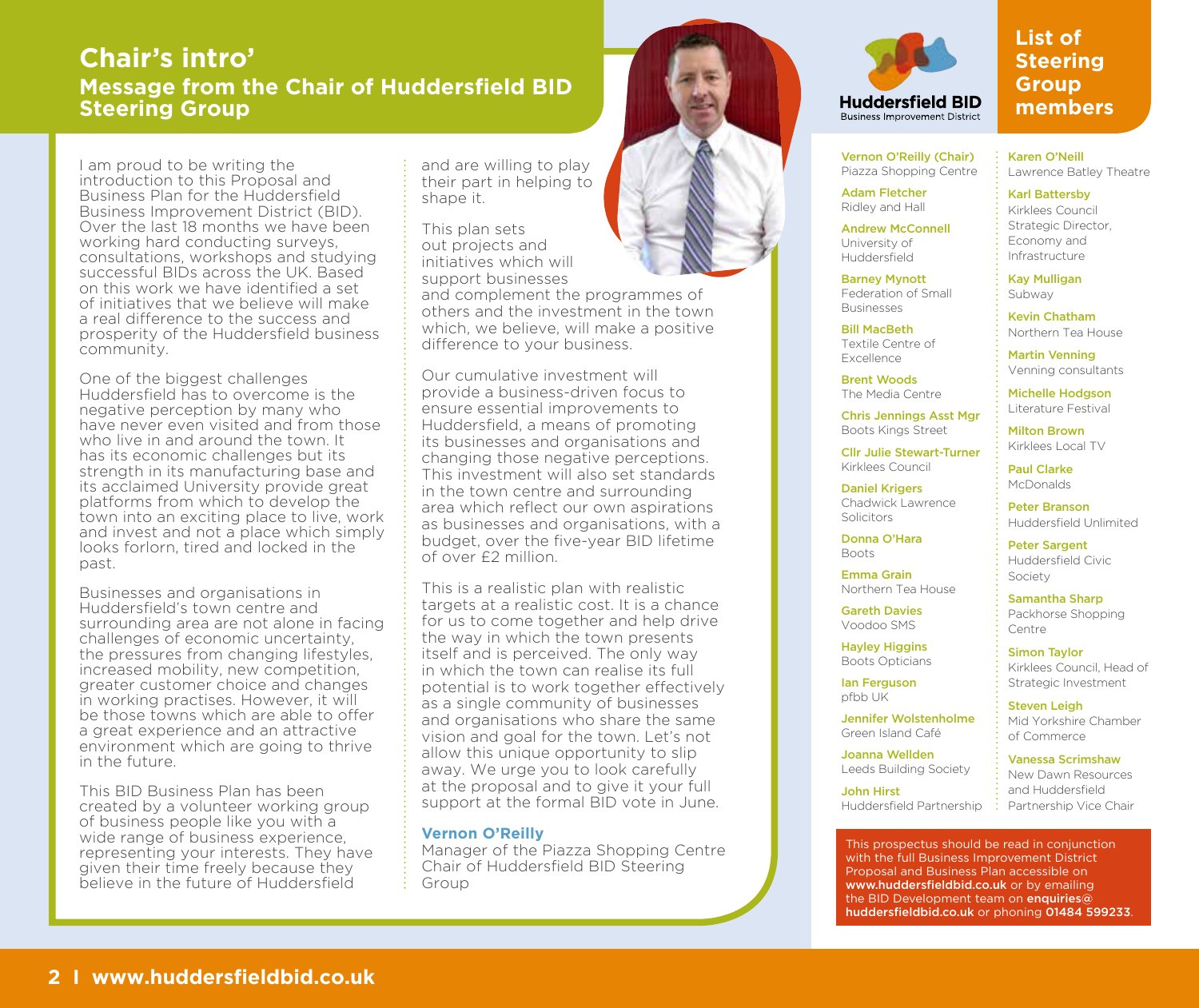# Chair's intro'

## Message from the Chair of Huddersfield BID Steering Group

I am proud to be writing the introduction to this Proposal and Business Plan for the Huddersfield Business Improvement District (BID). Over the last 18 months we have been working hard conducting surveys, consultations, workshops and studying successful BIDs across the UK. Based on this work we have identified a set of initiatives that we believe will make a real difference to the success and prosperity of the Huddersfield business community.

One of the biggest challenges Huddersfield has to overcome is the negative perception by many who have never even visited and from those who live in and around the town. It has its economic challenges but its strength in its manufacturing base and its acclaimed University provide great platforms from which to develop the town into an exciting place to live, work and invest and not a place which simply looks forlorn, tired and locked in the past.

Businesses and organisations in Huddersfield's town centre and surrounding area are not alone in facing challenges of economic uncertainty, the pressures from changing lifestyles, increased mobility, new competition, greater customer choice and changes in working practises. However, it will be those towns which are able to offer a great experience and an attractive environment which are going to thrive in the future.

This BID Business Plan has been created by a volunteer working group of business people like you with a wide range of business experience, representing your interests. They have given their time freely because they believe in the future of Huddersfield and are willing to play their part in helping to shape it.

This plan sets out projects and initiatives which will support businesses and complement the programmes of others and the investment in the town which, we believe, will make a positive difference to your business.

Our cumulative investment will provide a business-driven focus to ensure essential improvements to Huddersfield, a means of promoting its businesses and organisations and changing those negative perceptions. This investment will also set standards in the town centre and surrounding area which reflect our own aspirations as businesses and organisations, with a budget, over the five-year BID lifetime of over £2 million.

This is a realistic plan with realistic targets at a realistic cost. It is a chance for us to come together and help drive the way in which the town presents itself and is perceived. The only way in which the town can realise its full potential is to work together effectively as a single community of businesses and organisations who share the same vision and goal for the town. Let's not allow this unique opportunity to slip away. We urge you to look carefully at the proposal and to give it your full support at the formal BID vote in June.

**Vernon O'Reilly**
Manager of the Piazza Shopping Centre
Chair of Huddersfield BID Steering Group

Huddersfield BID
Business Improvement District

## List of Steering Group members

**Vernon O'Reilly (Chair)**
Piazza Shopping Centre

**Adam Fletcher**
Ridley and Hall

**Andrew McConnell**
University of Huddersfield

**Barney Mynott**
Federation of Small Businesses

**Bill MacBeth**
Textile Centre of Excellence

**Brent Woods**
The Media Centre

**Chris Jennings Asst Mgr**
Boots Kings Street

**Cllr Julie Stewart-Turner**
Kirklees Council

**Daniel Krigers**
Chadwick Lawrence Solicitors

**Donna O'Hara**
Boots

**Emma Grain**
Northern Tea House

**Gareth Davies**
Voodoo SMS

**Hayley Higgins**
Boots Opticians

**Ian Ferguson**
pfbb UK

**Jennifer Wolstenholme**
Green Island Café

**Joanna Wellden**
Leeds Building Society

**John Hirst**
Huddersfield Partnership

**Karen O'Neill**
Lawrence Batley Theatre

**Karl Battersby**
Kirklees Council Strategic Director, Economy and Infrastructure

**Kay Mulligan**
Subway

**Kevin Chatham**
Northern Tea House

**Martin Venning**
Venning consultants

**Michelle Hodgson**
Literature Festival

**Milton Brown**
Kirklees Local TV

**Paul Clarke**
McDonalds

**Peter Branson**
Huddersfield Unlimited

**Peter Sargent**
Huddersfield Civic Society

**Samantha Sharp**
Packhorse Shopping Centre

**Simon Taylor**
Kirklees Council, Head of Strategic Investment

**Steven Leigh**
Mid Yorkshire Chamber of Commerce

**Vanessa Scrimshaw**
New Dawn Resources and Huddersfield Partnership Vice Chair

This prospectus should be read in conjunction with the full Business Improvement District Proposal and Business Plan accessible on **www.huddersfieldbid.co.uk** or by emailing the BID Development team on **enquiries@huddersfieldbid.co.uk** or phoning **01484 599233**.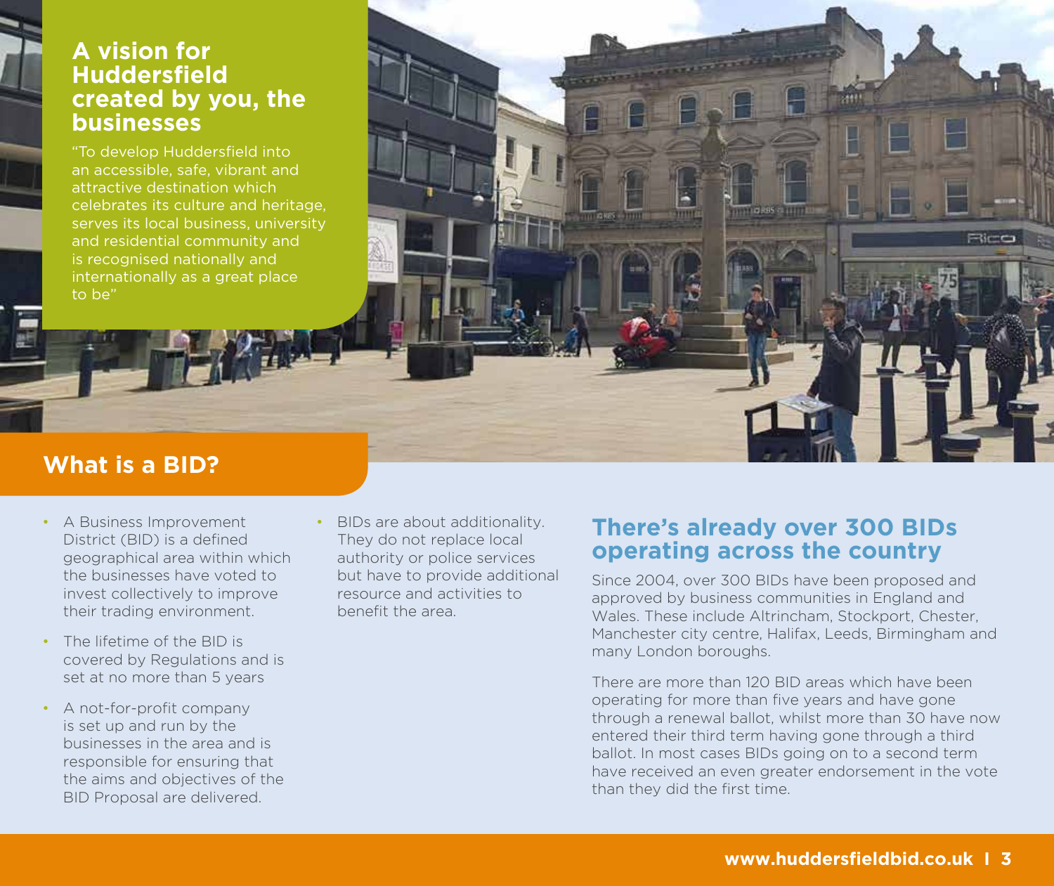## A vision for Huddersfield created by you, the businesses

"To develop Huddersfield into an accessible, safe, vibrant and attractive destination which celebrates its culture and heritage, serves its local business, university and residential community and is recognised nationally and internationally as a great place to be"

## What is a BID?

- A Business Improvement District (BID) is a defined geographical area within which the businesses have voted to invest collectively to improve their trading environment.
- The lifetime of the BID is covered by Regulations and is set at no more than 5 years
- A not-for-profit company is set up and run by the businesses in the area and is responsible for ensuring that the aims and objectives of the BID Proposal are delivered.
- BIDs are about additionality. They do not replace local authority or police services but have to provide additional resource and activities to benefit the area.

## There's already over 300 BIDs operating across the country

Since 2004, over 300 BIDs have been proposed and approved by business communities in England and Wales. These include Altrincham, Stockport, Chester, Manchester city centre, Halifax, Leeds, Birmingham and many London boroughs.

There are more than 120 BID areas which have been operating for more than five years and have gone through a renewal ballot, whilst more than 30 have now entered their third term having gone through a third ballot. In most cases BIDs going on to a second term have received an even greater endorsement in the vote than they did the first time.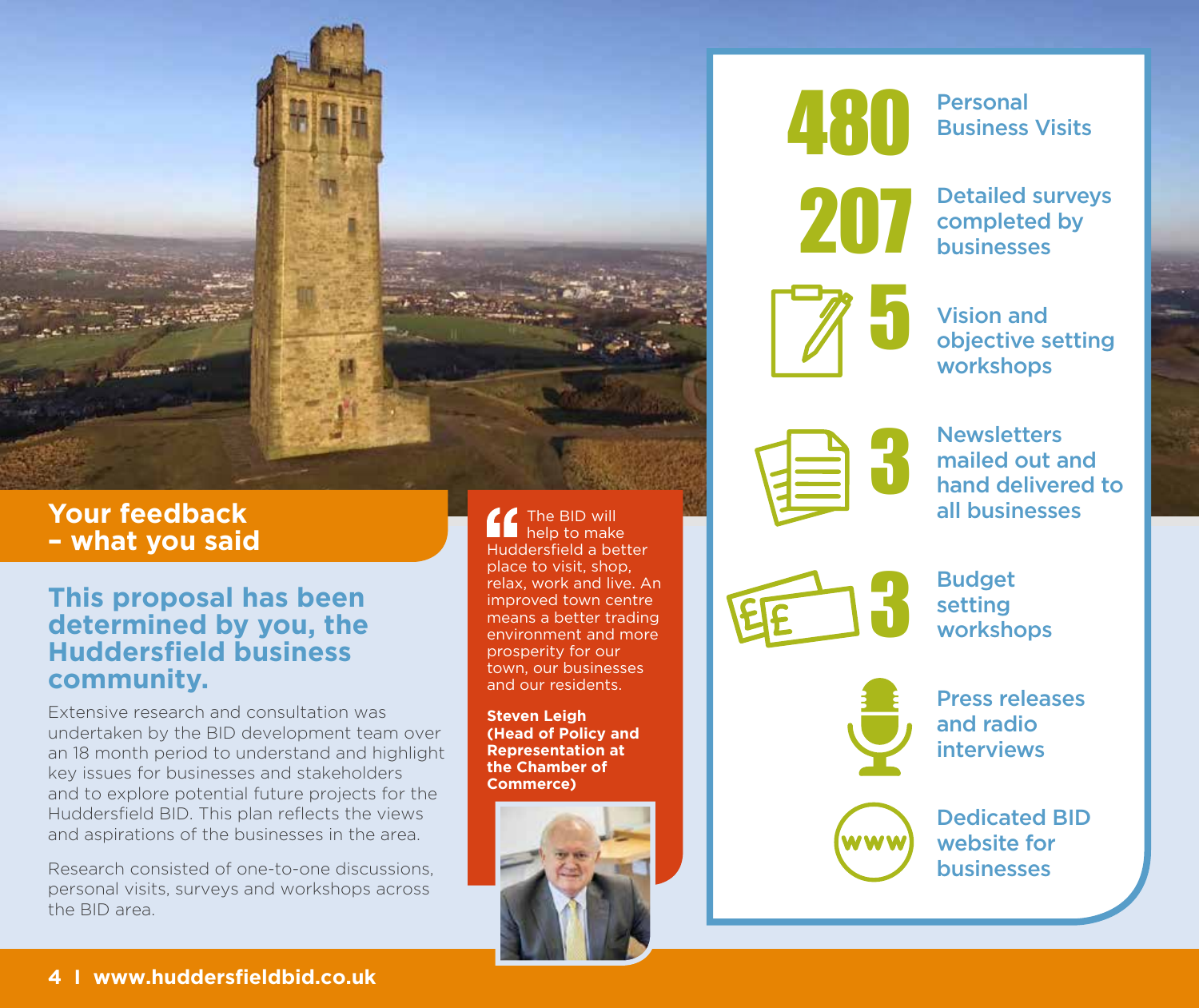## Your feedback – what you said

### This proposal has been determined by you, the Huddersfield business community.

Extensive research and consultation was undertaken by the BID development team over an 18 month period to understand and highlight key issues for businesses and stakeholders and to explore potential future projects for the Huddersfield BID. This plan reflects the views and aspirations of the businesses in the area.

Research consisted of one-to-one discussions, personal visits, surveys and workshops across the BID area.

> "The BID will help to make Huddersfield a better place to visit, shop, relax, work and live. An improved town centre means a better trading environment and more prosperity for our town, our businesses and our residents.
>
> **Steven Leigh (Head of Policy and Representation at the Chamber of Commerce)**

**480** Personal Business Visits

**207** Detailed surveys completed by businesses

**5** Vision and objective setting workshops

**3** Newsletters mailed out and hand delivered to all businesses

**3** Budget setting workshops

Press releases and radio interviews

Dedicated BID website for businesses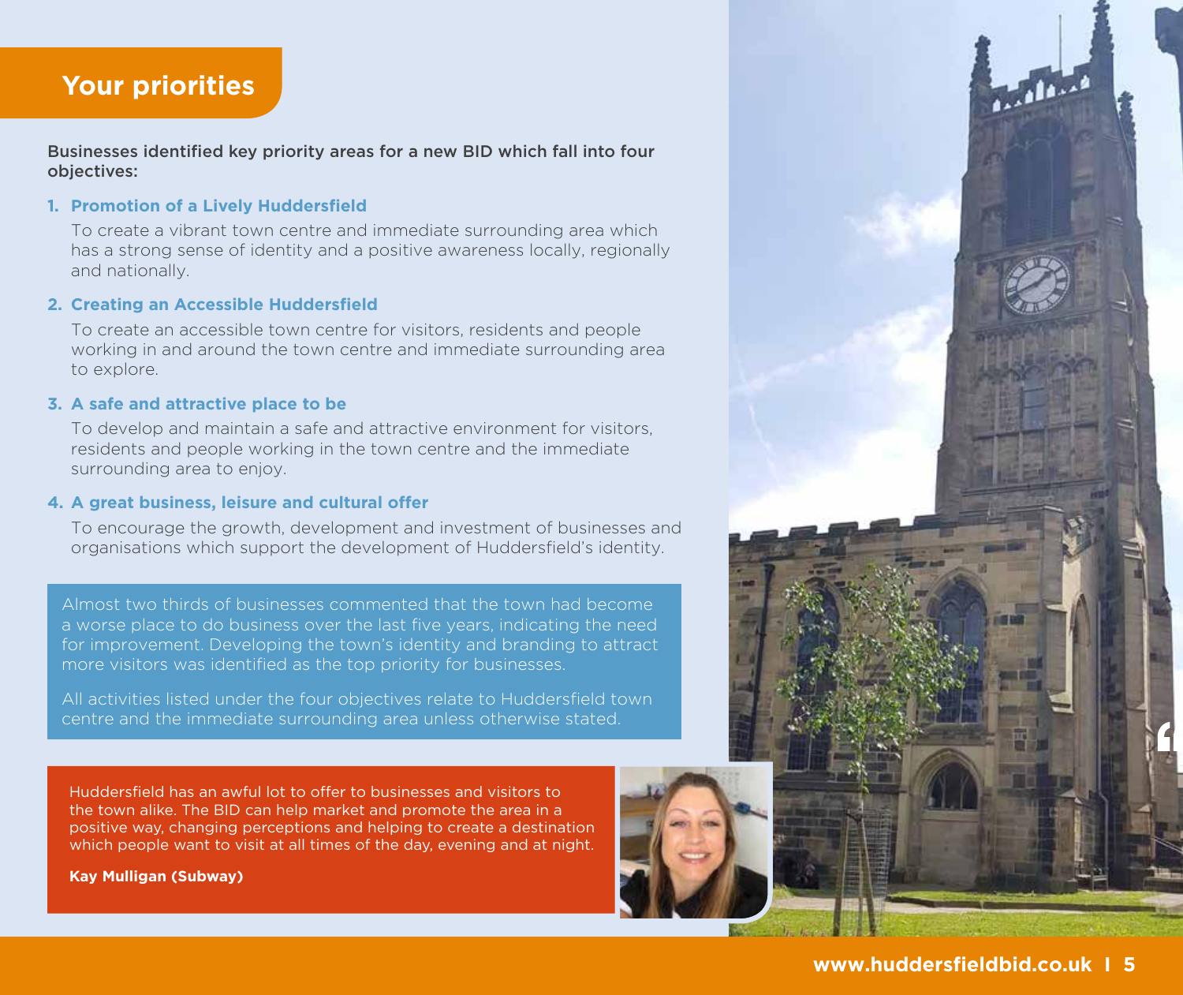## Your priorities

**Businesses identified key priority areas for a new BID which fall into four objectives:**

1. **Promotion of a Lively Huddersfield**

   To create a vibrant town centre and immediate surrounding area which has a strong sense of identity and a positive awareness locally, regionally and nationally.

2. **Creating an Accessible Huddersfield**

   To create an accessible town centre for visitors, residents and people working in and around the town centre and immediate surrounding area to explore.

3. **A safe and attractive place to be**

   To develop and maintain a safe and attractive environment for visitors, residents and people working in the town centre and the immediate surrounding area to enjoy.

4. **A great business, leisure and cultural offer**

   To encourage the growth, development and investment of businesses and organisations which support the development of Huddersfield's identity.

Almost two thirds of businesses commented that the town had become a worse place to do business over the last five years, indicating the need for improvement. Developing the town's identity and branding to attract more visitors was identified as the top priority for businesses.

All activities listed under the four objectives relate to Huddersfield town centre and the immediate surrounding area unless otherwise stated.

Huddersfield has an awful lot to offer to businesses and visitors to the town alike. The BID can help market and promote the area in a positive way, changing perceptions and helping to create a destination which people want to visit at all times of the day, evening and at night.

**Kay Mulligan (Subway)**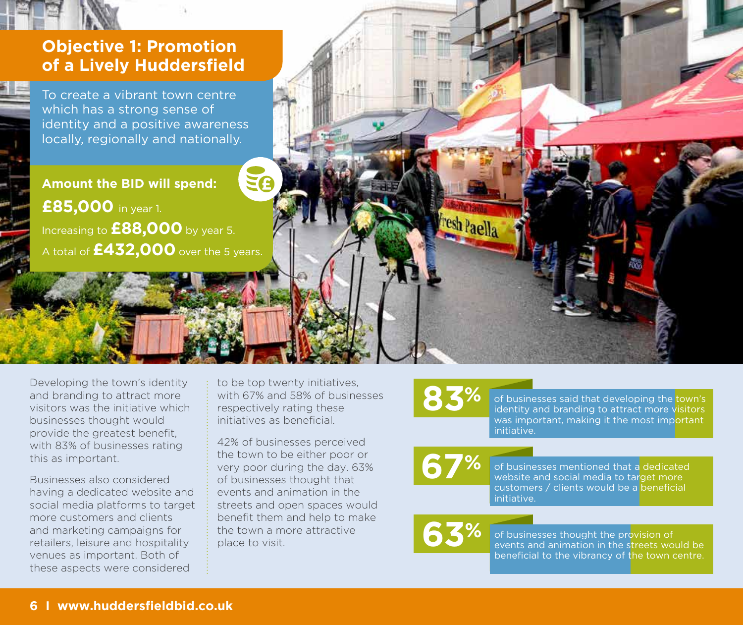## Objective 1: Promotion of a Lively Huddersfield

To create a vibrant town centre which has a strong sense of identity and a positive awareness locally, regionally and nationally.

**Amount the BID will spend:**

**£85,000** in year 1.

Increasing to **£88,000** by year 5.

A total of **£432,000** over the 5 years.

Developing the town's identity and branding to attract more visitors was the initiative which businesses thought would provide the greatest benefit, with 83% of businesses rating this as important.

Businesses also considered having a dedicated website and social media platforms to target more customers and clients and marketing campaigns for retailers, leisure and hospitality venues as important. Both of these aspects were considered to be top twenty initiatives, with 67% and 58% of businesses respectively rating these initiatives as beneficial.

42% of businesses perceived the town to be either poor or very poor during the day. 63% of businesses thought that events and animation in the streets and open spaces would benefit them and help to make the town a more attractive place to visit.

**83%** of businesses said that developing the town's identity and branding to attract more visitors was important, making it the most important initiative.

**67%** of businesses mentioned that a dedicated website and social media to target more customers / clients would be a beneficial initiative.

**63%** of businesses thought the provision of events and animation in the streets would be beneficial to the vibrancy of the town centre.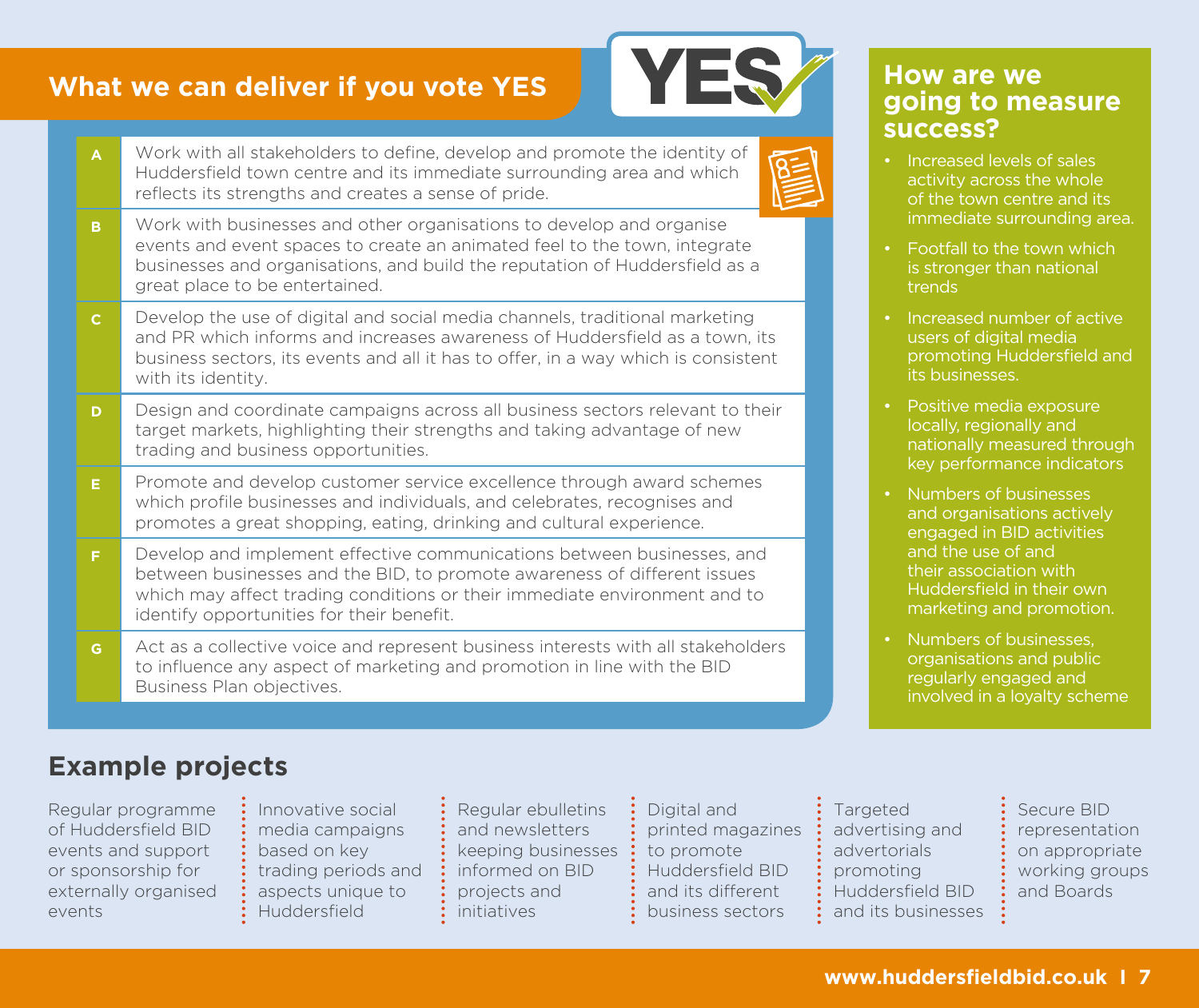## What we can deliver if you vote YES

- **A** Work with all stakeholders to define, develop and promote the identity of Huddersfield town centre and its immediate surrounding area and which reflects its strengths and creates a sense of pride.
- **B** Work with businesses and other organisations to develop and organise events and event spaces to create an animated feel to the town, integrate businesses and organisations, and build the reputation of Huddersfield as a great place to be entertained.
- **C** Develop the use of digital and social media channels, traditional marketing and PR which informs and increases awareness of Huddersfield as a town, its business sectors, its events and all it has to offer, in a way which is consistent with its identity.
- **D** Design and coordinate campaigns across all business sectors relevant to their target markets, highlighting their strengths and taking advantage of new trading and business opportunities.
- **E** Promote and develop customer service excellence through award schemes which profile businesses and individuals, and celebrates, recognises and promotes a great shopping, eating, drinking and cultural experience.
- **F** Develop and implement effective communications between businesses, and between businesses and the BID, to promote awareness of different issues which may affect trading conditions or their immediate environment and to identify opportunities for their benefit.
- **G** Act as a collective voice and represent business interests with all stakeholders to influence any aspect of marketing and promotion in line with the BID Business Plan objectives.

## How are we going to measure success?

- Increased levels of sales activity across the whole of the town centre and its immediate surrounding area.
- Footfall to the town which is stronger than national trends
- Increased number of active users of digital media promoting Huddersfield and its businesses.
- Positive media exposure locally, regionally and nationally measured through key performance indicators
- Numbers of businesses and organisations actively engaged in BID activities and the use of and their association with Huddersfield in their own marketing and promotion.
- Numbers of businesses, organisations and public regularly engaged and involved in a loyalty scheme

## Example projects

- Regular programme of Huddersfield BID events and support or sponsorship for externally organised events
- Innovative social media campaigns based on key trading periods and aspects unique to Huddersfield
- Regular ebulletins and newsletters keeping businesses informed on BID projects and initiatives
- Digital and printed magazines to promote Huddersfield BID and its different business sectors
- Targeted advertising and advertorials promoting Huddersfield BID and its businesses
- Secure BID representation on appropriate working groups and Boards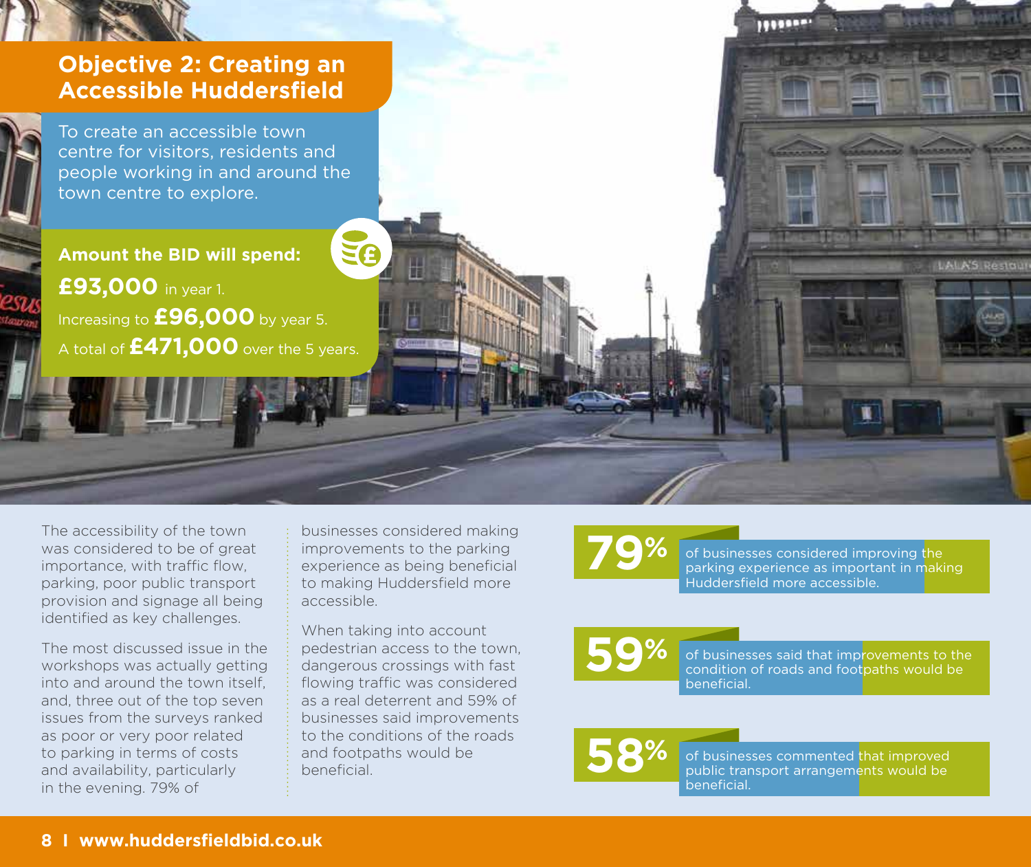## Objective 2: Creating an Accessible Huddersfield

To create an accessible town centre for visitors, residents and people working in and around the town centre to explore.

**Amount the BID will spend:**

**£93,000** in year 1.

Increasing to **£96,000** by year 5.

A total of **£471,000** over the 5 years.

The accessibility of the town was considered to be of great importance, with traffic flow, parking, poor public transport provision and signage all being identified as key challenges.

The most discussed issue in the workshops was actually getting into and around the town itself, and, three out of the top seven issues from the surveys ranked as poor or very poor related to parking in terms of costs and availability, particularly in the evening. 79% of businesses considered making improvements to the parking experience as being beneficial to making Huddersfield more accessible.

When taking into account pedestrian access to the town, dangerous crossings with fast flowing traffic was considered as a real deterrent and 59% of businesses said improvements to the conditions of the roads and footpaths would be beneficial.

**79%** of businesses considered improving the parking experience as important in making Huddersfield more accessible.

**59%** of businesses said that improvements to the condition of roads and footpaths would be beneficial.

**58%** of businesses commented that improved public transport arrangements would be beneficial.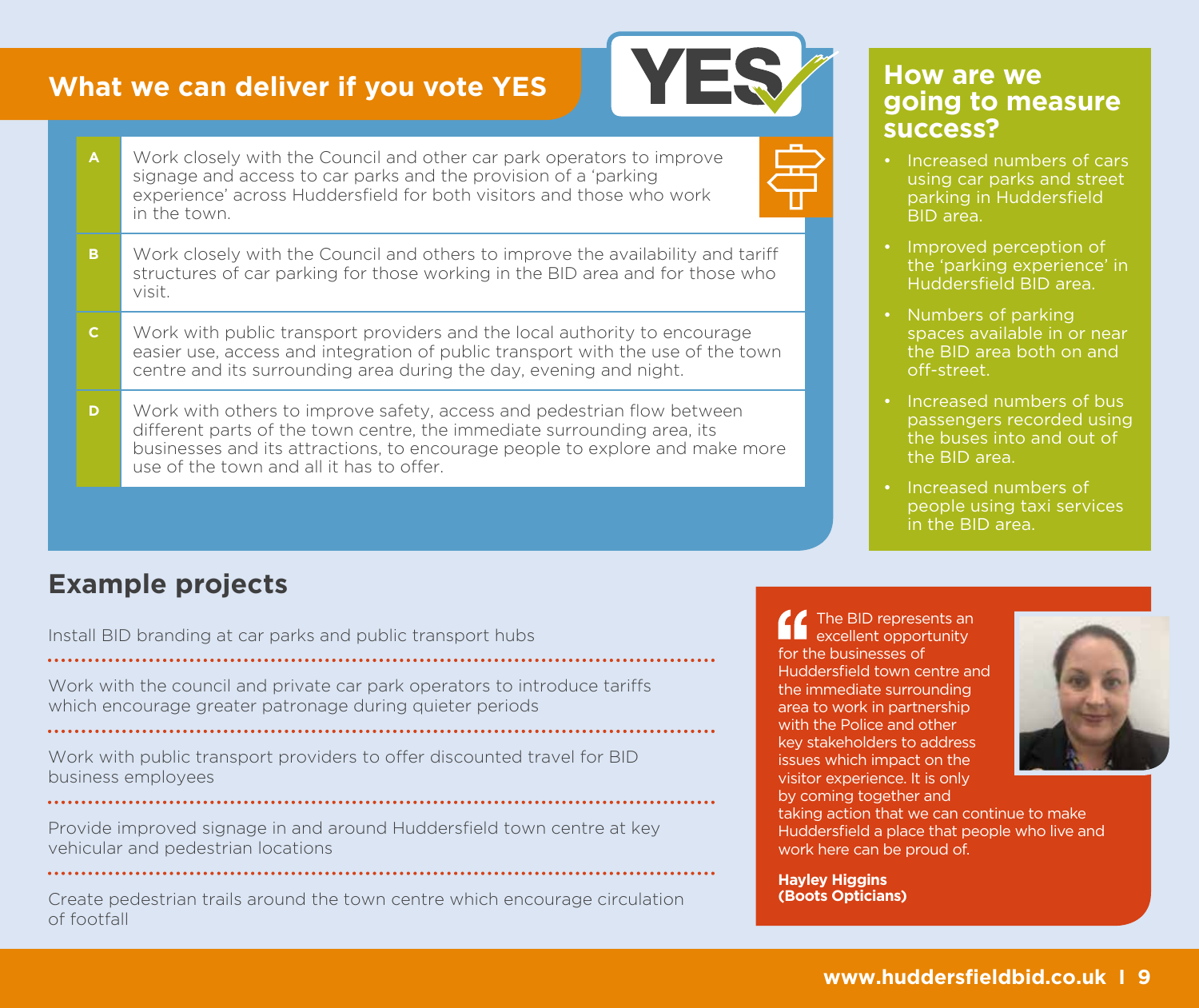## What we can deliver if you vote YES

| | |
|---|---|
| **A** | Work closely with the Council and other car park operators to improve signage and access to car parks and the provision of a 'parking experience' across Huddersfield for both visitors and those who work in the town. |
| **B** | Work closely with the Council and others to improve the availability and tariff structures of car parking for those working in the BID area and for those who visit. |
| **C** | Work with public transport providers and the local authority to encourage easier use, access and integration of public transport with the use of the town centre and its surrounding area during the day, evening and night. |
| **D** | Work with others to improve safety, access and pedestrian flow between different parts of the town centre, the immediate surrounding area, its businesses and its attractions, to encourage people to explore and make more use of the town and all it has to offer. |

## How are we going to measure success?

- Increased numbers of cars using car parks and street parking in Huddersfield BID area.
- Improved perception of the 'parking experience' in Huddersfield BID area.
- Numbers of parking spaces available in or near the BID area both on and off-street.
- Increased numbers of bus passengers recorded using the buses into and out of the BID area.
- Increased numbers of people using taxi services in the BID area.

## Example projects

Install BID branding at car parks and public transport hubs

Work with the council and private car park operators to introduce tariffs which encourage greater patronage during quieter periods

Work with public transport providers to offer discounted travel for BID business employees

Provide improved signage in and around Huddersfield town centre at key vehicular and pedestrian locations

Create pedestrian trails around the town centre which encourage circulation of footfall

> "The BID represents an excellent opportunity for the businesses of Huddersfield town centre and the immediate surrounding area to work in partnership with the Police and other key stakeholders to address issues which impact on the visitor experience. It is only by coming together and taking action that we can continue to make Huddersfield a place that people who live and work here can be proud of.
>
> **Hayley Higgins (Boots Opticians)**

**www.huddersfieldbid.co.uk**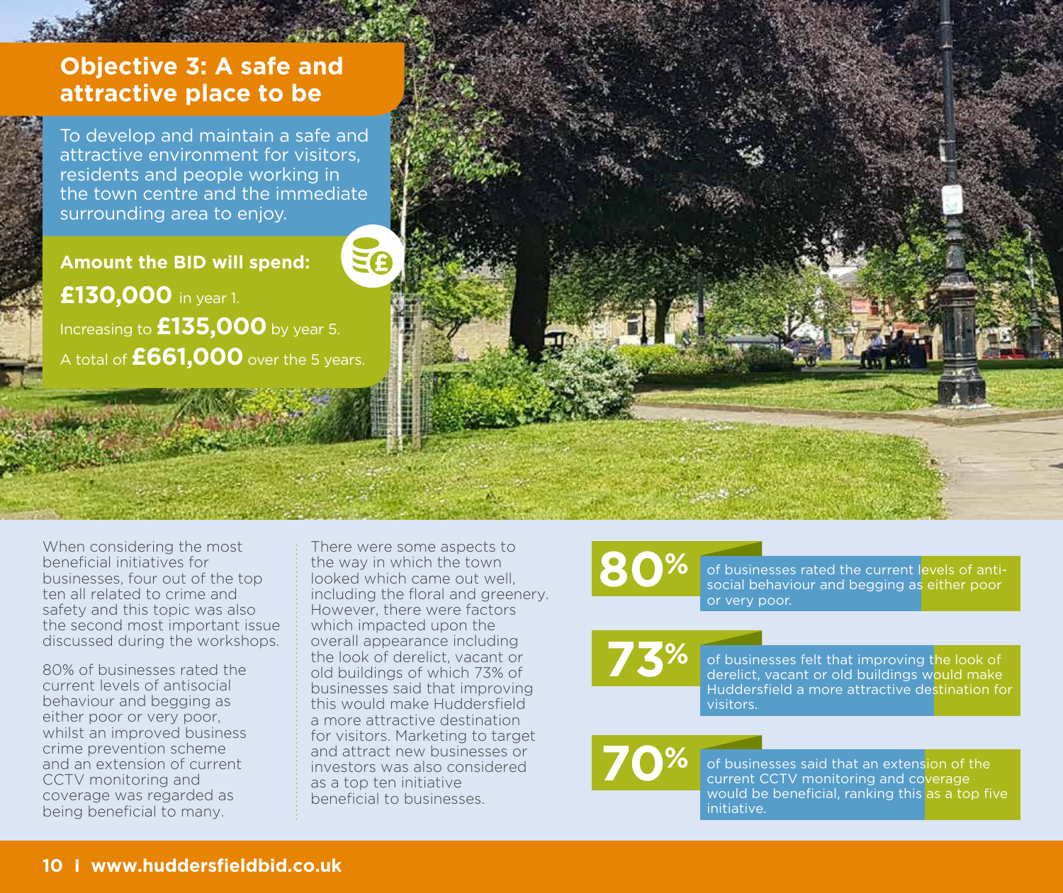## Objective 3: A safe and attractive place to be

To develop and maintain a safe and attractive environment for visitors, residents and people working in the town centre and the immediate surrounding area to enjoy.

**Amount the BID will spend:**

**£130,000** in year 1.

Increasing to **£135,000** by year 5.

A total of **£661,000** over the 5 years.

When considering the most beneficial initiatives for businesses, four out of the top ten all related to crime and safety and this topic was also the second most important issue discussed during the workshops.

80% of businesses rated the current levels of antisocial behaviour and begging as either poor or very poor, whilst an improved business crime prevention scheme and an extension of current CCTV monitoring and coverage was regarded as being beneficial to many.

There were some aspects to the way in which the town looked which came out well, including the floral and greenery. However, there were factors which impacted upon the overall appearance including the look of derelict, vacant or old buildings of which 73% of businesses said that improving this would make Huddersfield a more attractive destination for visitors. Marketing to target and attract new businesses or investors was also considered as a top ten initiative beneficial to businesses.

**80%** of businesses rated the current levels of anti-social behaviour and begging as either poor or very poor.

**73%** of businesses felt that improving the look of derelict, vacant or old buildings would make Huddersfield a more attractive destination for visitors.

**70%** of businesses said that an extension of the current CCTV monitoring and coverage would be beneficial, ranking this as a top five initiative.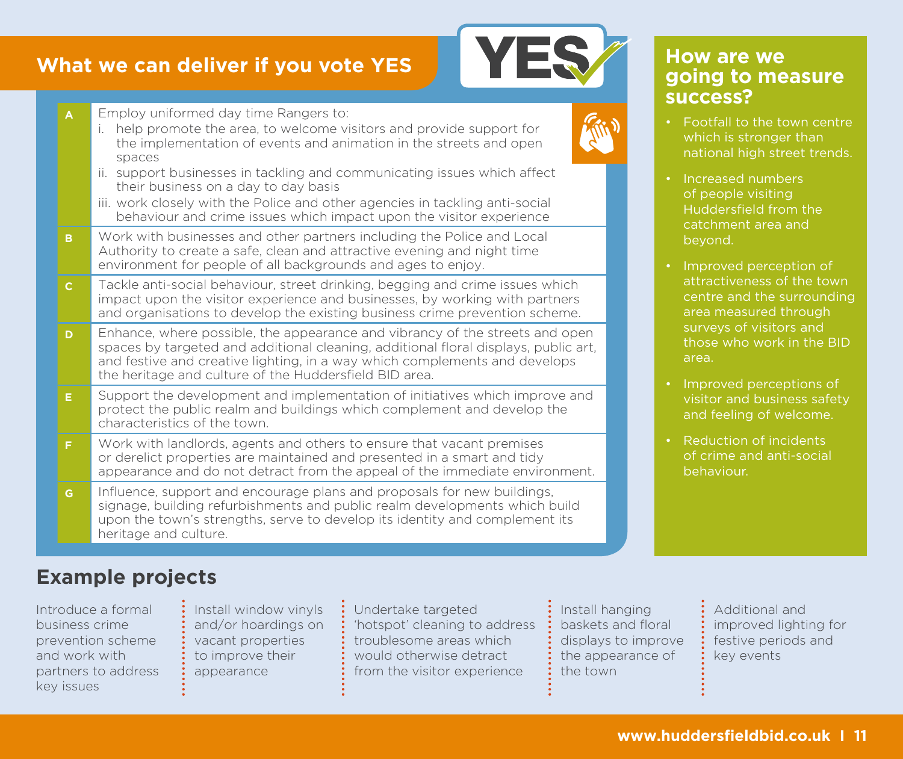## What we can deliver if you vote YES

| | |
|---|---|
| **A** | Employ uniformed day time Rangers to:<br>i. help promote the area, to welcome visitors and provide support for the implementation of events and animation in the streets and open spaces<br>ii. support businesses in tackling and communicating issues which affect their business on a day to day basis<br>iii. work closely with the Police and other agencies in tackling anti-social behaviour and crime issues which impact upon the visitor experience |
| **B** | Work with businesses and other partners including the Police and Local Authority to create a safe, clean and attractive evening and night time environment for people of all backgrounds and ages to enjoy. |
| **C** | Tackle anti-social behaviour, street drinking, begging and crime issues which impact upon the visitor experience and businesses, by working with partners and organisations to develop the existing business crime prevention scheme. |
| **D** | Enhance, where possible, the appearance and vibrancy of the streets and open spaces by targeted and additional cleaning, additional floral displays, public art, and festive and creative lighting, in a way which complements and develops the heritage and culture of the Huddersfield BID area. |
| **E** | Support the development and implementation of initiatives which improve and protect the public realm and buildings which complement and develop the characteristics of the town. |
| **F** | Work with landlords, agents and others to ensure that vacant premises or derelict properties are maintained and presented in a smart and tidy appearance and do not detract from the appeal of the immediate environment. |
| **G** | Influence, support and encourage plans and proposals for new buildings, signage, building refurbishments and public realm developments which build upon the town's strengths, serve to develop its identity and complement its heritage and culture. |

## How are we going to measure success?

- Footfall to the town centre which is stronger than national high street trends.
- Increased numbers of people visiting Huddersfield from the catchment area and beyond.
- Improved perception of attractiveness of the town centre and the surrounding area measured through surveys of visitors and those who work in the BID area.
- Improved perceptions of visitor and business safety and feeling of welcome.
- Reduction of incidents of crime and anti-social behaviour.

## Example projects

- Introduce a formal business crime prevention scheme and work with partners to address key issues
- Install window vinyls and/or hoardings on vacant properties to improve their appearance
- Undertake targeted 'hotspot' cleaning to address troublesome areas which would otherwise detract from the visitor experience
- Install hanging baskets and floral displays to improve the appearance of the town
- Additional and improved lighting for festive periods and key events

www.huddersfieldbid.co.uk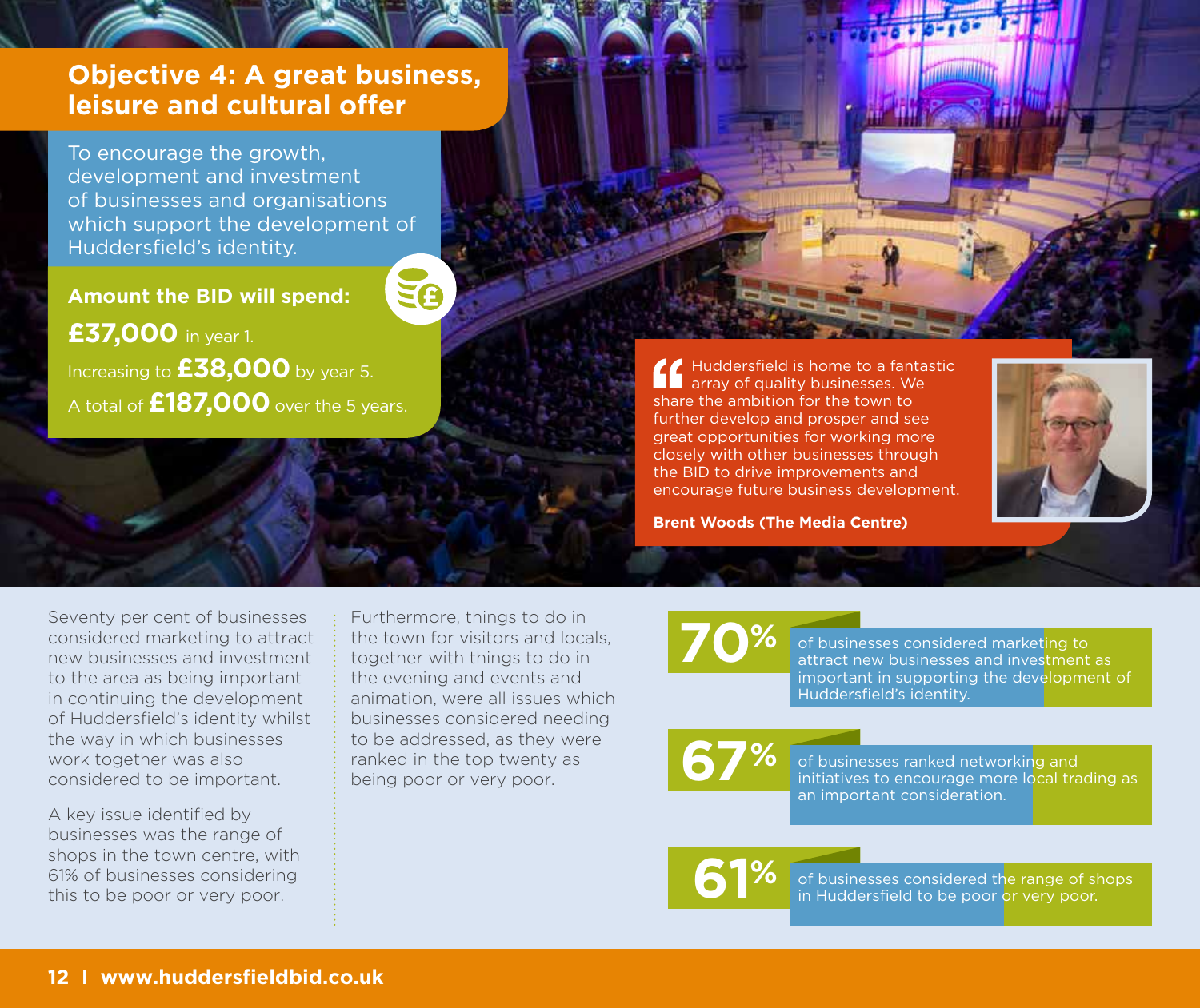# Objective 4: A great business, leisure and cultural offer

To encourage the growth, development and investment of businesses and organisations which support the development of Huddersfield's identity.

**Amount the BID will spend:**

**£37,000** in year 1.

Increasing to **£38,000** by year 5.

A total of **£187,000** over the 5 years.

> Huddersfield is home to a fantastic array of quality businesses. We share the ambition for the town to further develop and prosper and see great opportunities for working more closely with other businesses through the BID to drive improvements and encourage future business development.
>
> **Brent Woods (The Media Centre)**

Seventy per cent of businesses considered marketing to attract new businesses and investment to the area as being important in continuing the development of Huddersfield's identity whilst the way in which businesses work together was also considered to be important.

A key issue identified by businesses was the range of shops in the town centre, with 61% of businesses considering this to be poor or very poor.

Furthermore, things to do in the town for visitors and locals, together with things to do in the evening and events and animation, were all issues which businesses considered needing to be addressed, as they were ranked in the top twenty as being poor or very poor.

**70%** of businesses considered marketing to attract new businesses and investment as important in supporting the development of Huddersfield's identity.

**67%** of businesses ranked networking and initiatives to encourage more local trading as an important consideration.

**61%** of businesses considered the range of shops in Huddersfield to be poor or very poor.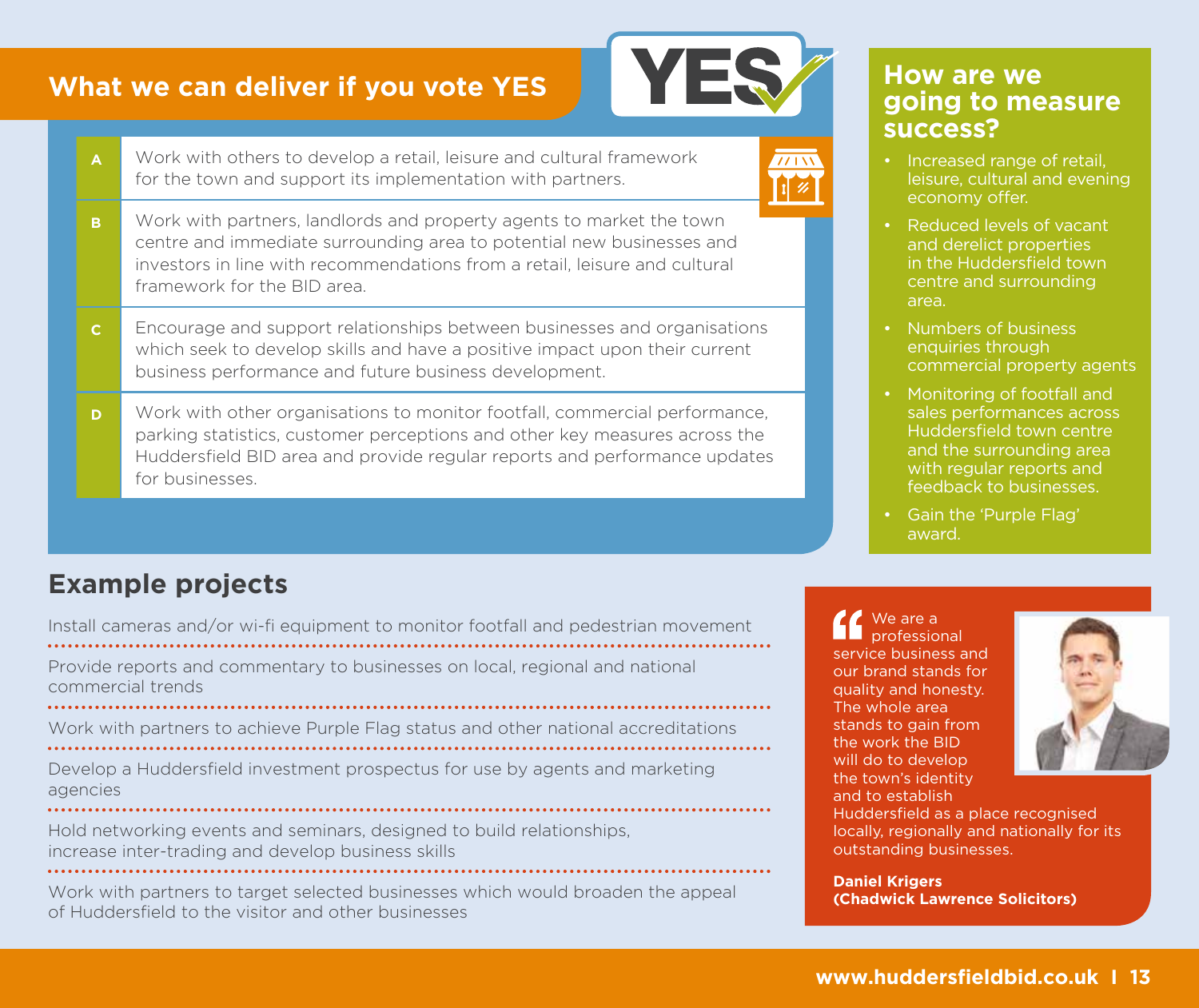## What we can deliver if you vote YES

| | |
|---|---|
| **A** | Work with others to develop a retail, leisure and cultural framework for the town and support its implementation with partners. |
| **B** | Work with partners, landlords and property agents to market the town centre and immediate surrounding area to potential new businesses and investors in line with recommendations from a retail, leisure and cultural framework for the BID area. |
| **C** | Encourage and support relationships between businesses and organisations which seek to develop skills and have a positive impact upon their current business performance and future business development. |
| **D** | Work with other organisations to monitor footfall, commercial performance, parking statistics, customer perceptions and other key measures across the Huddersfield BID area and provide regular reports and performance updates for businesses. |

## How are we going to measure success?

- Increased range of retail, leisure, cultural and evening economy offer.
- Reduced levels of vacant and derelict properties in the Huddersfield town centre and surrounding area.
- Numbers of business enquiries through commercial property agents
- Monitoring of footfall and sales performances across Huddersfield town centre and the surrounding area with regular reports and feedback to businesses.
- Gain the 'Purple Flag' award.

## Example projects

Install cameras and/or wi-fi equipment to monitor footfall and pedestrian movement

Provide reports and commentary to businesses on local, regional and national commercial trends

Work with partners to achieve Purple Flag status and other national accreditations

Develop a Huddersfield investment prospectus for use by agents and marketing agencies

Hold networking events and seminars, designed to build relationships, increase inter-trading and develop business skills

Work with partners to target selected businesses which would broaden the appeal of Huddersfield to the visitor and other businesses

> "We are a professional service business and our brand stands for quality and honesty. The whole area stands to gain from the work the BID will do to develop the town's identity and to establish Huddersfield as a place recognised locally, regionally and nationally for its outstanding businesses.
>
> **Daniel Krigers**
> **(Chadwick Lawrence Solicitors)**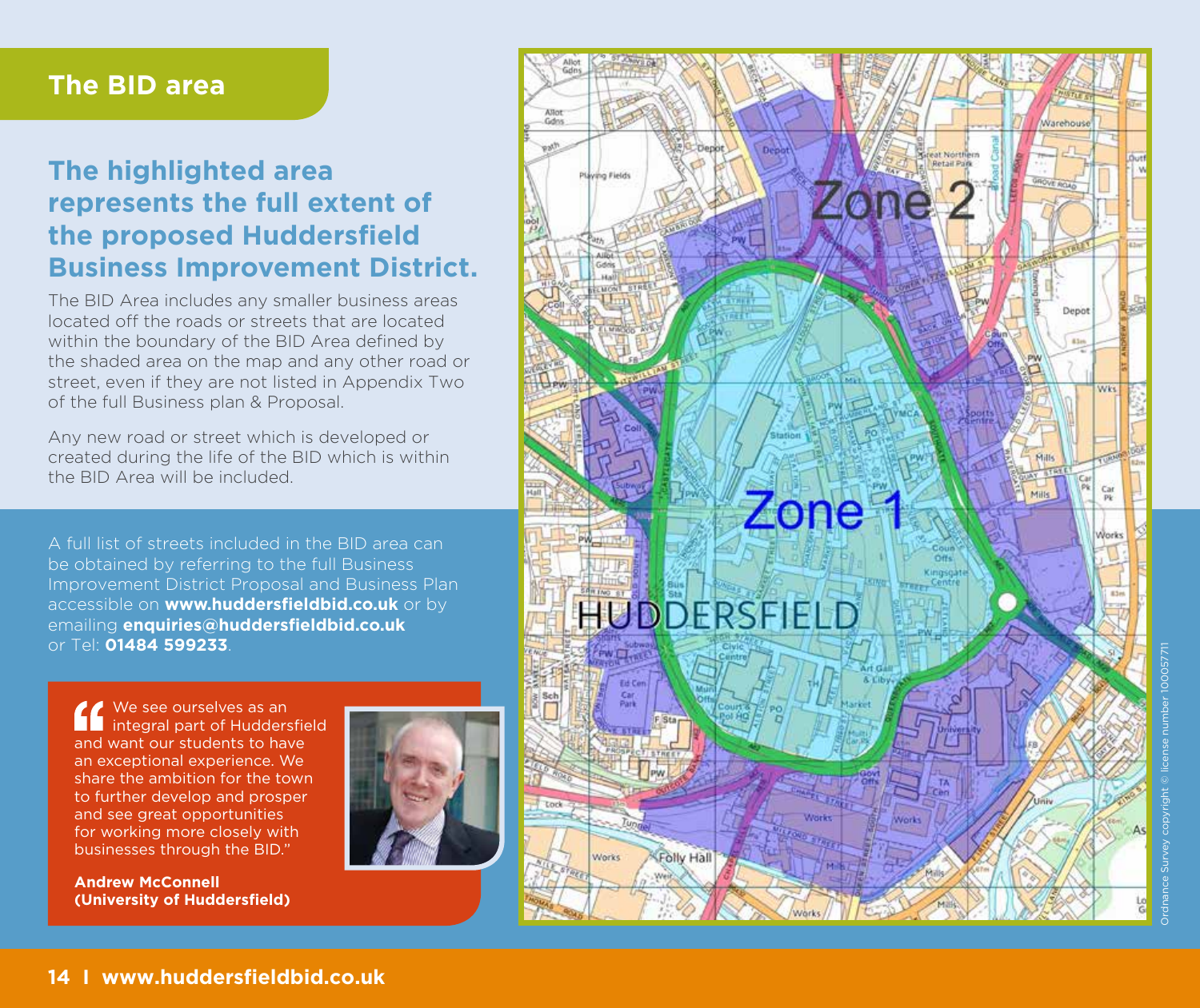## The BID area

### The highlighted area represents the full extent of the proposed Huddersfield Business Improvement District.

The BID Area includes any smaller business areas located off the roads or streets that are located within the boundary of the BID Area defined by the shaded area on the map and any other road or street, even if they are not listed in Appendix Two of the full Business plan & Proposal.

Any new road or street which is developed or created during the life of the BID which is within the BID Area will be included.

A full list of streets included in the BID area can be obtained by referring to the full Business Improvement District Proposal and Business Plan accessible on **www.huddersfieldbid.co.uk** or by emailing **enquiries@huddersfieldbid.co.uk** or Tel: **01484 599233**.

> "We see ourselves as an integral part of Huddersfield and want our students to have an exceptional experience. We share the ambition for the town to further develop and prosper and see great opportunities for working more closely with businesses through the BID."
>
> **Andrew McConnell (University of Huddersfield)**

Zone 2

Zone 1

HUDDERSFIELD

Ordnance Survey copyright © license number 100057711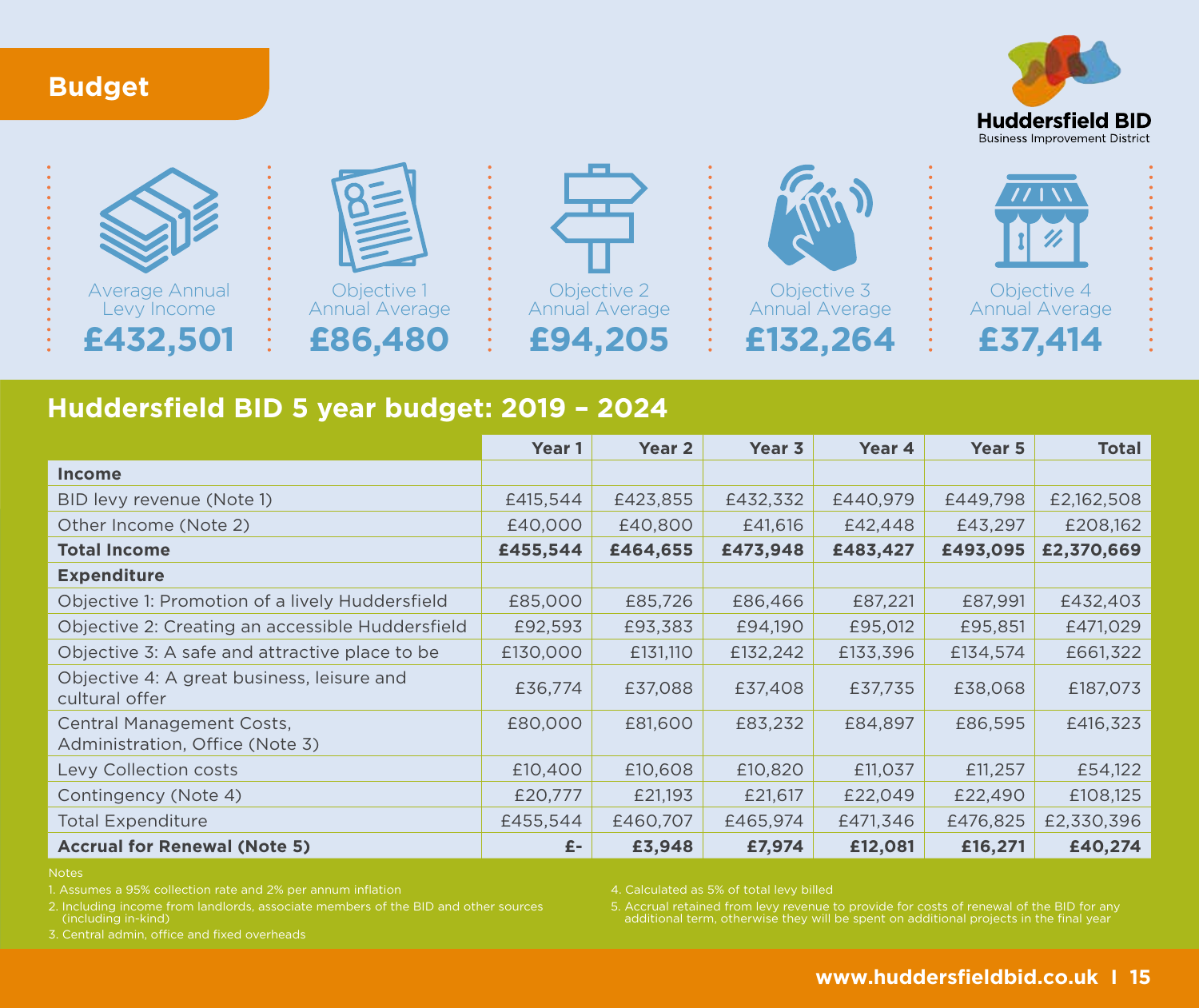# Budget

Huddersfield BID
Business Improvement District

| Average Annual Levy Income | Objective 1 Annual Average | Objective 2 Annual Average | Objective 3 Annual Average | Objective 4 Annual Average |
|---|---|---|---|---|
| **£432,501** | **£86,480** | **£94,205** | **£132,264** | **£37,414** |

## Huddersfield BID 5 year budget: 2019 – 2024

| | Year 1 | Year 2 | Year 3 | Year 4 | Year 5 | Total |
|---|---|---|---|---|---|---|
| **Income** | | | | | | |
| BID levy revenue (Note 1) | £415,544 | £423,855 | £432,332 | £440,979 | £449,798 | £2,162,508 |
| Other Income (Note 2) | £40,000 | £40,800 | £41,616 | £42,448 | £43,297 | £208,162 |
| **Total Income** | **£455,544** | **£464,655** | **£473,948** | **£483,427** | **£493,095** | **£2,370,669** |
| **Expenditure** | | | | | | |
| Objective 1: Promotion of a lively Huddersfield | £85,000 | £85,726 | £86,466 | £87,221 | £87,991 | £432,403 |
| Objective 2: Creating an accessible Huddersfield | £92,593 | £93,383 | £94,190 | £95,012 | £95,851 | £471,029 |
| Objective 3: A safe and attractive place to be | £130,000 | £131,110 | £132,242 | £133,396 | £134,574 | £661,322 |
| Objective 4: A great business, leisure and cultural offer | £36,774 | £37,088 | £37,408 | £37,735 | £38,068 | £187,073 |
| Central Management Costs, Administration, Office (Note 3) | £80,000 | £81,600 | £83,232 | £84,897 | £86,595 | £416,323 |
| Levy Collection costs | £10,400 | £10,608 | £10,820 | £11,037 | £11,257 | £54,122 |
| Contingency (Note 4) | £20,777 | £21,193 | £21,617 | £22,049 | £22,490 | £108,125 |
| Total Expenditure | £455,544 | £460,707 | £465,974 | £471,346 | £476,825 | £2,330,396 |
| **Accrual for Renewal (Note 5)** | **£-** | **£3,948** | **£7,974** | **£12,081** | **£16,271** | **£40,274** |

Notes

1. Assumes a 95% collection rate and 2% per annum inflation
2. Including income from landlords, associate members of the BID and other sources (including in-kind)
3. Central admin, office and fixed overheads
4. Calculated as 5% of total levy billed
5. Accrual retained from levy revenue to provide for costs of renewal of the BID for any additional term, otherwise they will be spent on additional projects in the final year

www.huddersfieldbid.co.uk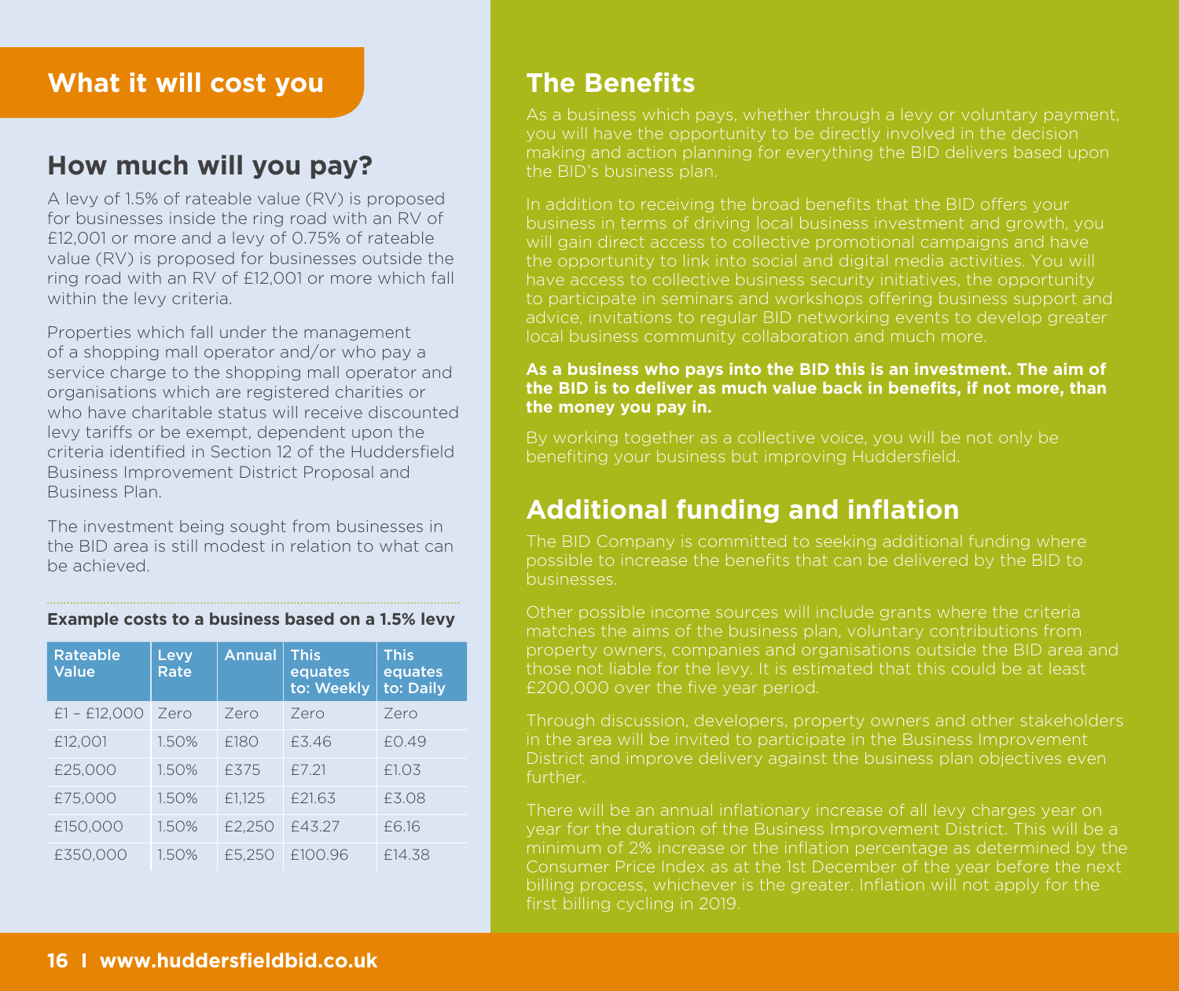# What it will cost you

## How much will you pay?

A levy of 1.5% of rateable value (RV) is proposed for businesses inside the ring road with an RV of £12,001 or more and a levy of 0.75% of rateable value (RV) is proposed for businesses outside the ring road with an RV of £12,001 or more which fall within the levy criteria.

Properties which fall under the management of a shopping mall operator and/or who pay a service charge to the shopping mall operator and organisations which are registered charities or who have charitable status will receive discounted levy tariffs or be exempt, dependent upon the criteria identified in Section 12 of the Huddersfield Business Improvement District Proposal and Business Plan.

The investment being sought from businesses in the BID area is still modest in relation to what can be achieved.

**Example costs to a business based on a 1.5% levy**

| Rateable Value | Levy Rate | Annual | This equates to: Weekly | This equates to: Daily |
|---|---|---|---|---|
| £1 – £12,000 | Zero | Zero | Zero | Zero |
| £12,001 | 1.50% | £180 | £3.46 | £0.49 |
| £25,000 | 1.50% | £375 | £7.21 | £1.03 |
| £75,000 | 1.50% | £1,125 | £21.63 | £3.08 |
| £150,000 | 1.50% | £2,250 | £43.27 | £6.16 |
| £350,000 | 1.50% | £5,250 | £100.96 | £14.38 |

## The Benefits

As a business which pays, whether through a levy or voluntary payment, you will have the opportunity to be directly involved in the decision making and action planning for everything the BID delivers based upon the BID's business plan.

In addition to receiving the broad benefits that the BID offers your business in terms of driving local business investment and growth, you will gain direct access to collective promotional campaigns and have the opportunity to link into social and digital media activities. You will have access to collective business security initiatives, the opportunity to participate in seminars and workshops offering business support and advice, invitations to regular BID networking events to develop greater local business community collaboration and much more.

**As a business who pays into the BID this is an investment. The aim of the BID is to deliver as much value back in benefits, if not more, than the money you pay in.**

By working together as a collective voice, you will be not only be benefiting your business but improving Huddersfield.

## Additional funding and inflation

The BID Company is committed to seeking additional funding where possible to increase the benefits that can be delivered by the BID to businesses.

Other possible income sources will include grants where the criteria matches the aims of the business plan, voluntary contributions from property owners, companies and organisations outside the BID area and those not liable for the levy. It is estimated that this could be at least £200,000 over the five year period.

Through discussion, developers, property owners and other stakeholders in the area will be invited to participate in the Business Improvement District and improve delivery against the business plan objectives even further.

There will be an annual inflationary increase of all levy charges year on year for the duration of the Business Improvement District. This will be a minimum of 2% increase or the inflation percentage as determined by the Consumer Price Index as at the 1st December of the year before the next billing process, whichever is the greater. Inflation will not apply for the first billing cycling in 2019.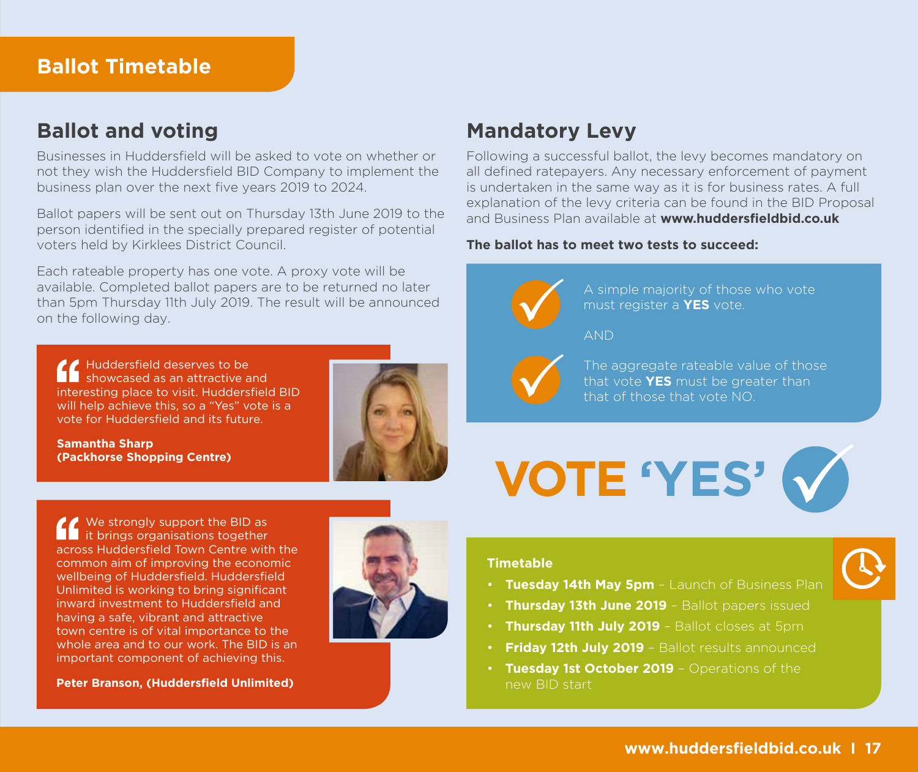# Ballot Timetable

## Ballot and voting

Businesses in Huddersfield will be asked to vote on whether or not they wish the Huddersfield BID Company to implement the business plan over the next five years 2019 to 2024.

Ballot papers will be sent out on Thursday 13th June 2019 to the person identified in the specially prepared register of potential voters held by Kirklees District Council.

Each rateable property has one vote. A proxy vote will be available. Completed ballot papers are to be returned no later than 5pm Thursday 11th July 2019. The result will be announced on the following day.

> Huddersfield deserves to be showcased as an attractive and interesting place to visit. Huddersfield BID will help achieve this, so a "Yes" vote is a vote for Huddersfield and its future.
>
> **Samantha Sharp (Packhorse Shopping Centre)**

> We strongly support the BID as it brings organisations together across Huddersfield Town Centre with the common aim of improving the economic wellbeing of Huddersfield. Huddersfield Unlimited is working to bring significant inward investment to Huddersfield and having a safe, vibrant and attractive town centre is of vital importance to the whole area and to our work. The BID is an important component of achieving this.
>
> **Peter Branson, (Huddersfield Unlimited)**

## Mandatory Levy

Following a successful ballot, the levy becomes mandatory on all defined ratepayers. Any necessary enforcement of payment is undertaken in the same way as it is for business rates. A full explanation of the levy criteria can be found in the BID Proposal and Business Plan available at **www.huddersfieldbid.co.uk**

**The ballot has to meet two tests to succeed:**

- ✓ A simple majority of those who vote must register a **YES** vote.

AND

- ✓ The aggregate rateable value of those that vote **YES** must be greater than that of those that vote NO.

**VOTE 'YES'** ✓

**Timetable**

- **Tuesday 14th May 5pm** – Launch of Business Plan
- **Thursday 13th June 2019** – Ballot papers issued
- **Thursday 11th July 2019** – Ballot closes at 5pm
- **Friday 12th July 2019** – Ballot results announced
- **Tuesday 1st October 2019** – Operations of the new BID start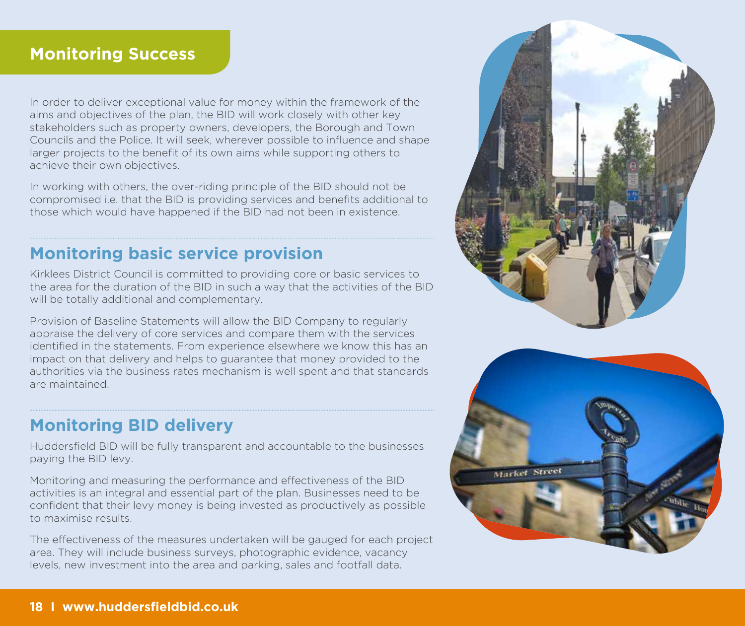## Monitoring Success

In order to deliver exceptional value for money within the framework of the aims and objectives of the plan, the BID will work closely with other key stakeholders such as property owners, developers, the Borough and Town Councils and the Police. It will seek, wherever possible to influence and shape larger projects to the benefit of its own aims while supporting others to achieve their own objectives.

In working with others, the over-riding principle of the BID should not be compromised i.e. that the BID is providing services and benefits additional to those which would have happened if the BID had not been in existence.

## Monitoring basic service provision

Kirklees District Council is committed to providing core or basic services to the area for the duration of the BID in such a way that the activities of the BID will be totally additional and complementary.

Provision of Baseline Statements will allow the BID Company to regularly appraise the delivery of core services and compare them with the services identified in the statements. From experience elsewhere we know this has an impact on that delivery and helps to guarantee that money provided to the authorities via the business rates mechanism is well spent and that standards are maintained.

## Monitoring BID delivery

Huddersfield BID will be fully transparent and accountable to the businesses paying the BID levy.

Monitoring and measuring the performance and effectiveness of the BID activities is an integral and essential part of the plan. Businesses need to be confident that their levy money is being invested as productively as possible to maximise results.

The effectiveness of the measures undertaken will be gauged for each project area. They will include business surveys, photographic evidence, vacancy levels, new investment into the area and parking, sales and footfall data.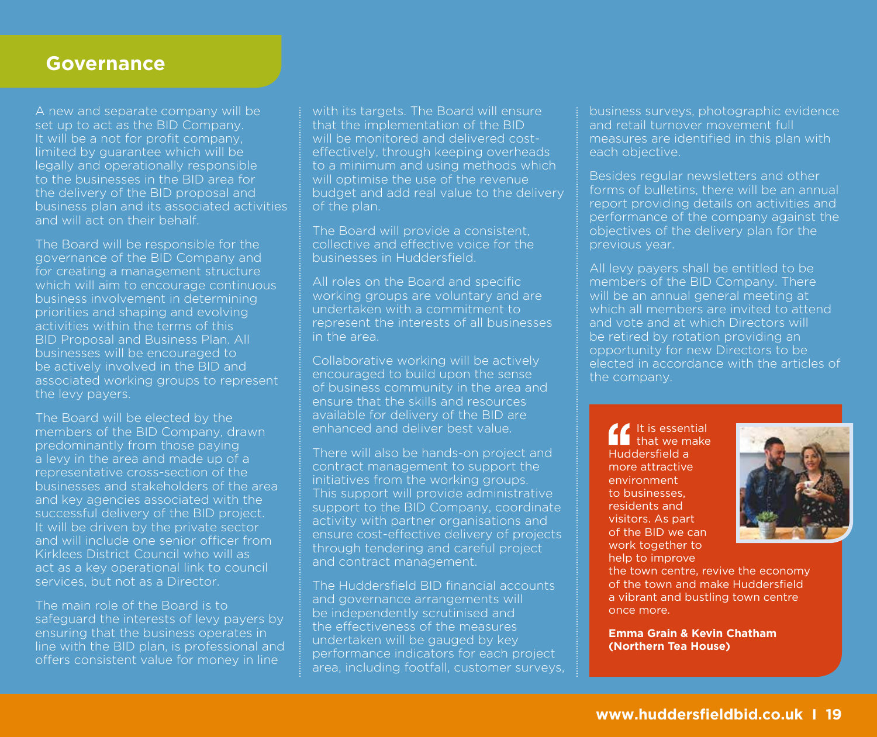## Governance

A new and separate company will be set up to act as the BID Company. It will be a not for profit company, limited by guarantee which will be legally and operationally responsible to the businesses in the BID area for the delivery of the BID proposal and business plan and its associated activities and will act on their behalf.

The Board will be responsible for the governance of the BID Company and for creating a management structure which will aim to encourage continuous business involvement in determining priorities and shaping and evolving activities within the terms of this BID Proposal and Business Plan. All businesses will be encouraged to be actively involved in the BID and associated working groups to represent the levy payers.

The Board will be elected by the members of the BID Company, drawn predominantly from those paying a levy in the area and made up of a representative cross-section of the businesses and stakeholders of the area and key agencies associated with the successful delivery of the BID project. It will be driven by the private sector and will include one senior officer from Kirklees District Council who will as act as a key operational link to council services, but not as a Director.

The main role of the Board is to safeguard the interests of levy payers by ensuring that the business operates in line with the BID plan, is professional and offers consistent value for money in line with its targets. The Board will ensure that the implementation of the BID will be monitored and delivered cost-effectively, through keeping overheads to a minimum and using methods which will optimise the use of the revenue budget and add real value to the delivery of the plan.

The Board will provide a consistent, collective and effective voice for the businesses in Huddersfield.

All roles on the Board and specific working groups are voluntary and are undertaken with a commitment to represent the interests of all businesses in the area.

Collaborative working will be actively encouraged to build upon the sense of business community in the area and ensure that the skills and resources available for delivery of the BID are enhanced and deliver best value.

There will also be hands-on project and contract management to support the initiatives from the working groups. This support will provide administrative support to the BID Company, coordinate activity with partner organisations and ensure cost-effective delivery of projects through tendering and careful project and contract management.

The Huddersfield BID financial accounts and governance arrangements will be independently scrutinised and the effectiveness of the measures undertaken will be gauged by key performance indicators for each project area, including footfall, customer surveys, business surveys, photographic evidence and retail turnover movement full measures are identified in this plan with each objective.

Besides regular newsletters and other forms of bulletins, there will be an annual report providing details on activities and performance of the company against the objectives of the delivery plan for the previous year.

All levy payers shall be entitled to be members of the BID Company. There will be an annual general meeting at which all members are invited to attend and vote and at which Directors will be retired by rotation providing an opportunity for new Directors to be elected in accordance with the articles of the company.

> It is essential that we make Huddersfield a more attractive environment to businesses, residents and visitors. As part of the BID we can work together to help to improve the town centre, revive the economy of the town and make Huddersfield a vibrant and bustling town centre once more.
>
> **Emma Grain & Kevin Chatham (Northern Tea House)**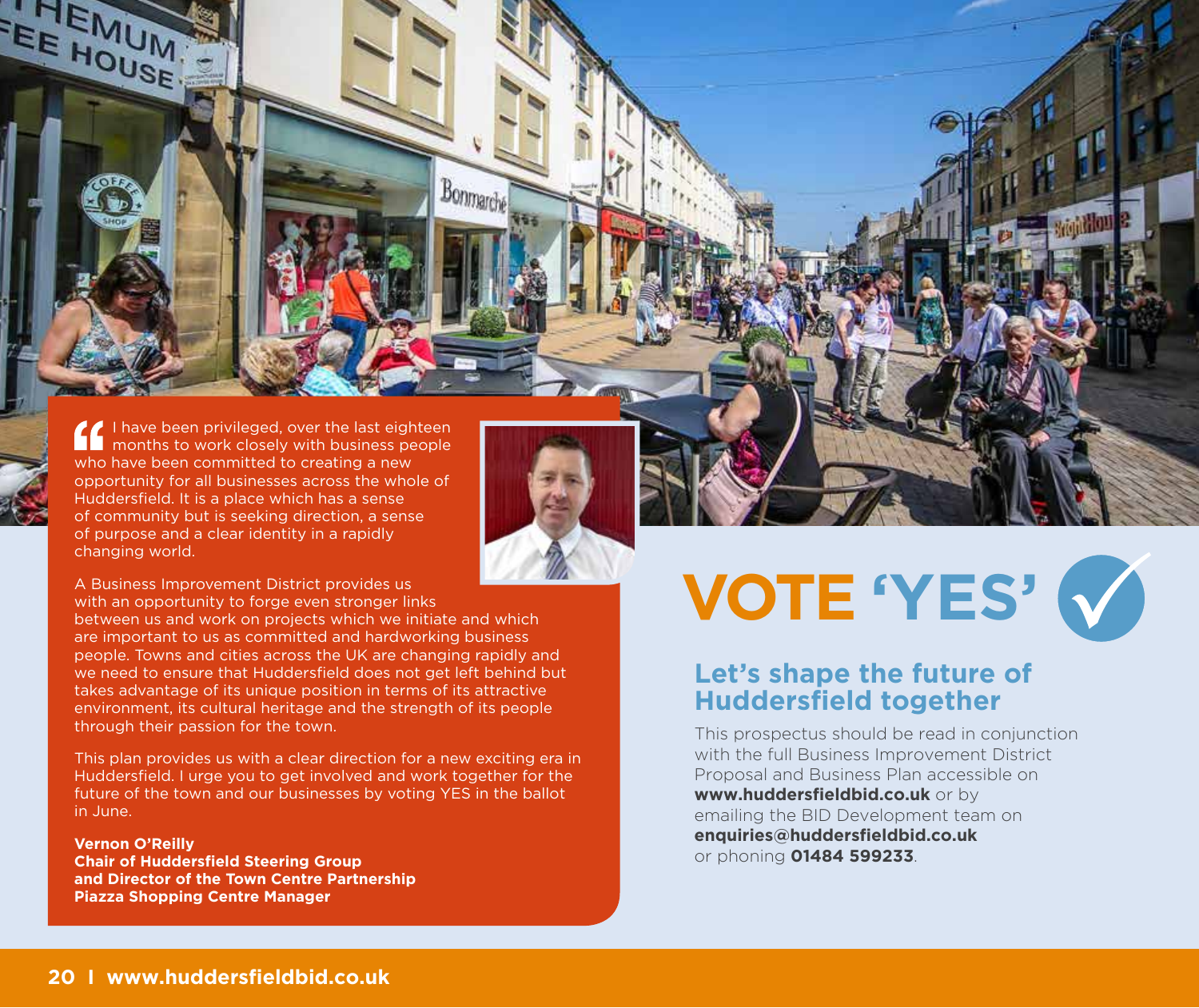"I have been privileged, over the last eighteen months to work closely with business people who have been committed to creating a new opportunity for all businesses across the whole of Huddersfield. It is a place which has a sense of community but is seeking direction, a sense of purpose and a clear identity in a rapidly changing world.

A Business Improvement District provides us with an opportunity to forge even stronger links between us and work on projects which we initiate and which are important to us as committed and hardworking business people. Towns and cities across the UK are changing rapidly and we need to ensure that Huddersfield does not get left behind but takes advantage of its unique position in terms of its attractive environment, its cultural heritage and the strength of its people through their passion for the town.

This plan provides us with a clear direction for a new exciting era in Huddersfield. I urge you to get involved and work together for the future of the town and our businesses by voting YES in the ballot in June.

**Vernon O'Reilly**
**Chair of Huddersfield Steering Group**
**and Director of the Town Centre Partnership**
**Piazza Shopping Centre Manager**

# VOTE 'YES'

## Let's shape the future of Huddersfield together

This prospectus should be read in conjunction with the full Business Improvement District Proposal and Business Plan accessible on **www.huddersfieldbid.co.uk** or by emailing the BID Development team on **enquiries@huddersfieldbid.co.uk** or phoning **01484 599233**.